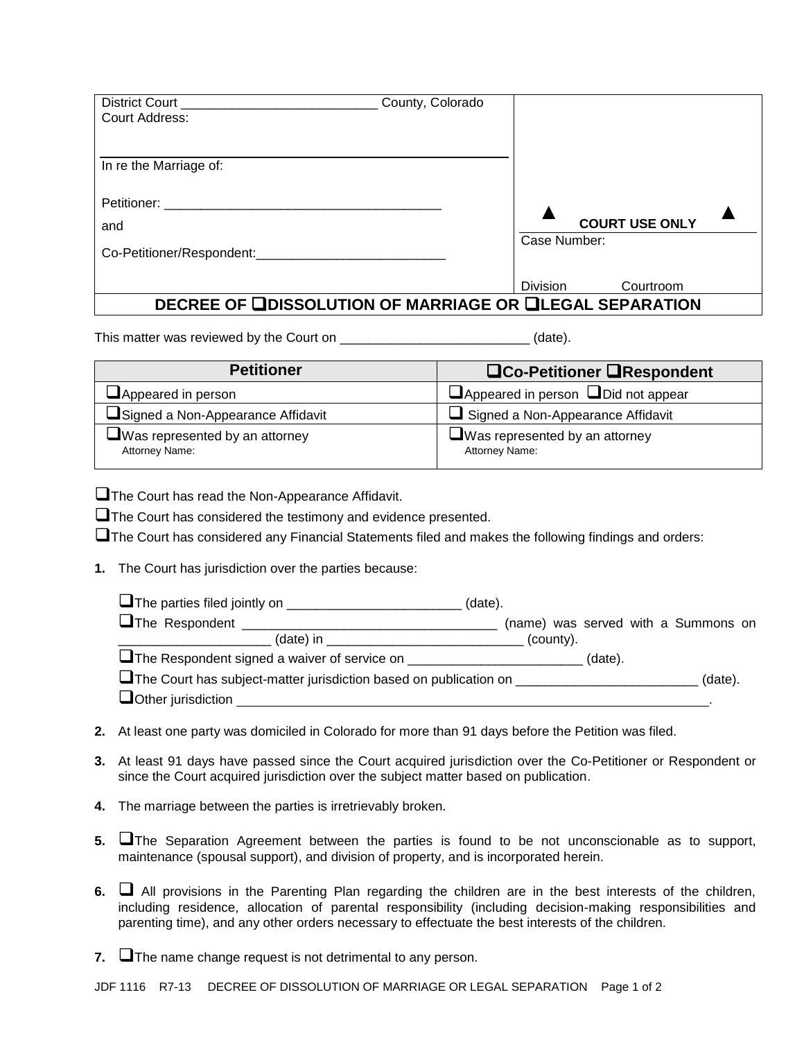| | |
|---|---|
| District Court ___________________________ County, Colorado<br>Court Address:<br><br>In re the Marriage of:<br><br>Petitioner: ______________________________________<br><br>and<br><br>Co-Petitioner/Respondent:__________________________ | ▲ COURT USE ONLY ▲<br>Case Number:<br><br>Division Courtroom |

# DECREE OF ❑DISSOLUTION OF MARRIAGE OR ❑LEGAL SEPARATION

This matter was reviewed by the Court on __________________________ (date).

| Petitioner | ❑Co-Petitioner ❑Respondent |
|---|---|
| ❑Appeared in person | ❑Appeared in person ❑Did not appear |
| ❑Signed a Non-Appearance Affidavit | ❑ Signed a Non-Appearance Affidavit |
| ❑Was represented by an attorney<br>Attorney Name: | ❑Was represented by an attorney<br>Attorney Name: |

❑The Court has read the Non-Appearance Affidavit.

❑The Court has considered the testimony and evidence presented.

❑The Court has considered any Financial Statements filed and makes the following findings and orders:

**1.** The Court has jurisdiction over the parties because:

❑The parties filed jointly on ________________________ (date).

❑The Respondent ___________________________________ (name) was served with a Summons on _____________________ (date) in ___________________________ (county).

❑The Respondent signed a waiver of service on ________________________ (date).

❑The Court has subject-matter jurisdiction based on publication on _________________________ (date).

❑Other jurisdiction ______________________________________________________________________.

**2.** At least one party was domiciled in Colorado for more than 91 days before the Petition was filed.

**3.** At least 91 days have passed since the Court acquired jurisdiction over the Co-Petitioner or Respondent or since the Court acquired jurisdiction over the subject matter based on publication.

**4.** The marriage between the parties is irretrievably broken.

**5.** ❑The Separation Agreement between the parties is found to be not unconscionable as to support, maintenance (spousal support), and division of property, and is incorporated herein.

**6.** ❑ All provisions in the Parenting Plan regarding the children are in the best interests of the children, including residence, allocation of parental responsibility (including decision-making responsibilities and parenting time), and any other orders necessary to effectuate the best interests of the children.

**7.** ❑The name change request is not detrimental to any person.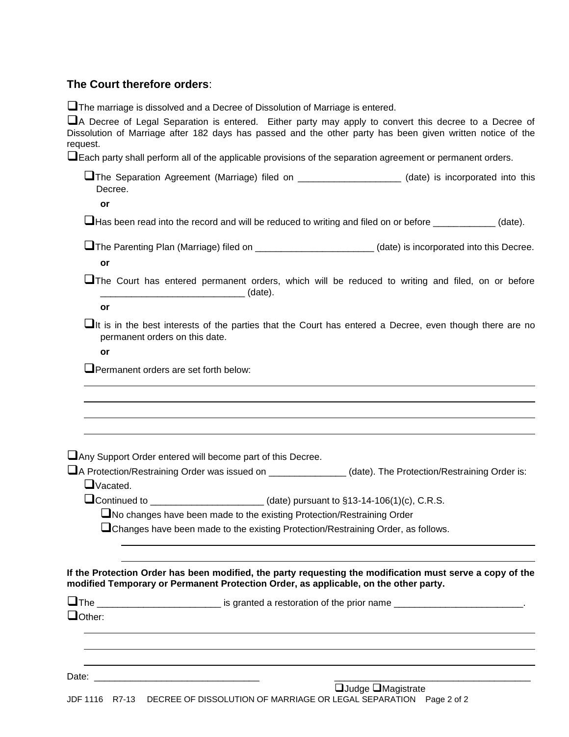**The Court therefore orders**:

❑The marriage is dissolved and a Decree of Dissolution of Marriage is entered.

❑A Decree of Legal Separation is entered. Either party may apply to convert this decree to a Decree of Dissolution of Marriage after 182 days has passed and the other party has been given written notice of the request.

❑Each party shall perform all of the applicable provisions of the separation agreement or permanent orders.

❑The Separation Agreement (Marriage) filed on ____________________ (date) is incorporated into this Decree.

**or**

❑Has been read into the record and will be reduced to writing and filed on or before ____________ (date).

❑The Parenting Plan (Marriage) filed on _______________________ (date) is incorporated into this Decree.

**or**

❑The Court has entered permanent orders, which will be reduced to writing and filed, on or before ____________________________ (date).

**or**

❑It is in the best interests of the parties that the Court has entered a Decree, even though there are no permanent orders on this date.

**or**

❑Permanent orders are set forth below:

______________________________________________________________________________

______________________________________________________________________________

______________________________________________________________________________

______________________________________________________________________________

❑Any Support Order entered will become part of this Decree.

❑A Protection/Restraining Order was issued on _______________ (date). The Protection/Restraining Order is:

❑Vacated.

❑Continued to ______________________ (date) pursuant to §13-14-106(1)(c), C.R.S.

❑No changes have been made to the existing Protection/Restraining Order

❑Changes have been made to the existing Protection/Restraining Order, as follows.

______________________________________________________________________________

______________________________________________________________________________

**If the Protection Order has been modified, the party requesting the modification must serve a copy of the modified Temporary or Permanent Protection Order, as applicable, on the other party.**

❑The ________________________ is granted a restoration of the prior name _________________________.

❑Other:

______________________________________________________________________________

______________________________________________________________________________

______________________________________________________________________________

Date: ________________________________ ________________________________________

❑Judge ❑Magistrate

JDF 1116 R7-13 DECREE OF DISSOLUTION OF MARRIAGE OR LEGAL SEPARATION